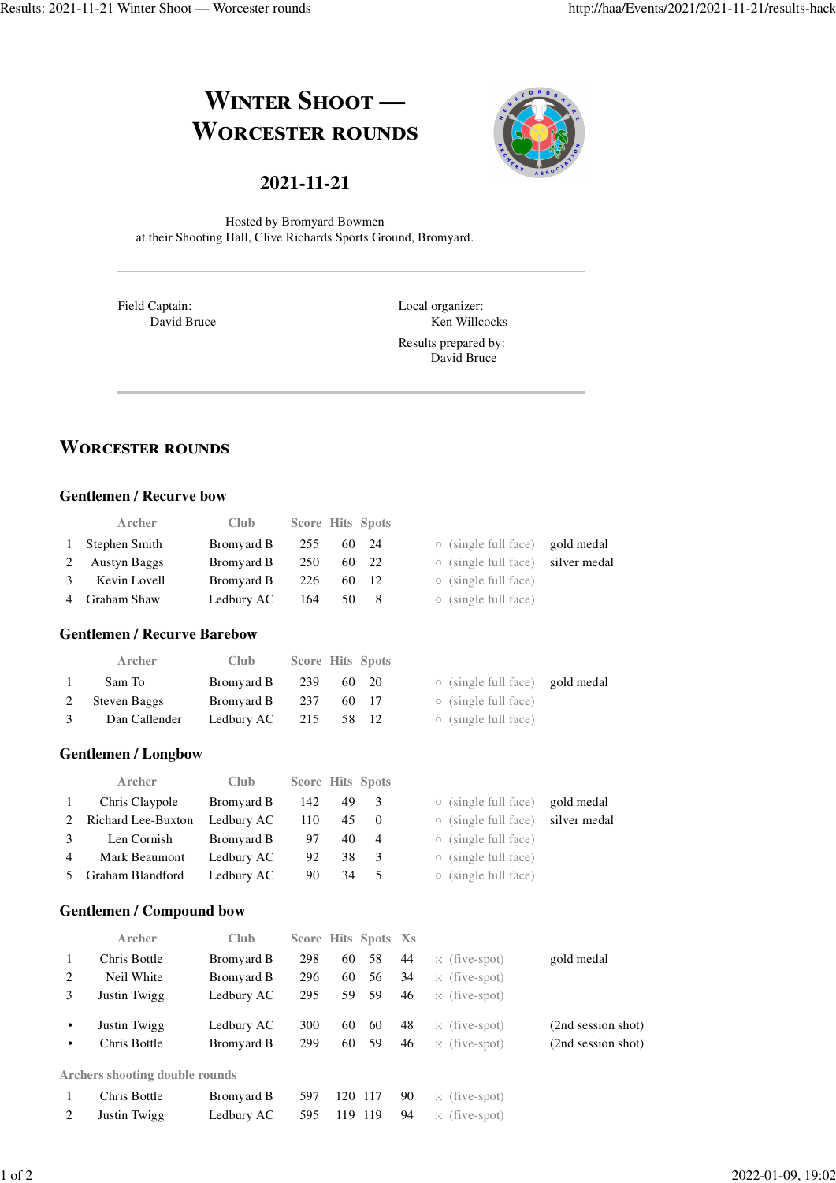# Winter Shoot — Worcester rounds

## 2021-11-21

Hosted by Bromyard Bowmen
at their Shooting Hall, Clive Richards Sports Ground, Bromyard.

Field Captain:
David Bruce

Local organizer:
Ken Willcocks

Results prepared by:
David Bruce

## Worcester rounds

### Gentlemen / Recurve bow

| | Archer | Club | Score | Hits | Spots | | |
|---|---|---|---|---|---|---|---|
| 1 | Stephen Smith | Bromyard B | 255 | 60 | 24 | ○ (single full face) | gold medal |
| 2 | Austyn Baggs | Bromyard B | 250 | 60 | 22 | ○ (single full face) | silver medal |
| 3 | Kevin Lovell | Bromyard B | 226 | 60 | 12 | ○ (single full face) | |
| 4 | Graham Shaw | Ledbury AC | 164 | 50 | 8 | ○ (single full face) | |

### Gentlemen / Recurve Barebow

| | Archer | Club | Score | Hits | Spots | | |
|---|---|---|---|---|---|---|---|
| 1 | Sam To | Bromyard B | 239 | 60 | 20 | ○ (single full face) | gold medal |
| 2 | Steven Baggs | Bromyard B | 237 | 60 | 17 | ○ (single full face) | |
| 3 | Dan Callender | Ledbury AC | 215 | 58 | 12 | ○ (single full face) | |

### Gentlemen / Longbow

| | Archer | Club | Score | Hits | Spots | | |
|---|---|---|---|---|---|---|---|
| 1 | Chris Claypole | Bromyard B | 142 | 49 | 3 | ○ (single full face) | gold medal |
| 2 | Richard Lee-Buxton | Ledbury AC | 110 | 45 | 0 | ○ (single full face) | silver medal |
| 3 | Len Cornish | Bromyard B | 97 | 40 | 4 | ○ (single full face) | |
| 4 | Mark Beaumont | Ledbury AC | 92 | 38 | 3 | ○ (single full face) | |
| 5 | Graham Blandford | Ledbury AC | 90 | 34 | 5 | ○ (single full face) | |

### Gentlemen / Compound bow

| | Archer | Club | Score | Hits | Spots | Xs | | |
|---|---|---|---|---|---|---|---|---|
| 1 | Chris Bottle | Bromyard B | 298 | 60 | 58 | 44 | :: (five-spot) | gold medal |
| 2 | Neil White | Bromyard B | 296 | 60 | 56 | 34 | :: (five-spot) | |
| 3 | Justin Twigg | Ledbury AC | 295 | 59 | 59 | 46 | :: (five-spot) | |
| • | Justin Twigg | Ledbury AC | 300 | 60 | 60 | 48 | :: (five-spot) | (2nd session shot) |
| • | Chris Bottle | Bromyard B | 299 | 60 | 59 | 46 | :: (five-spot) | (2nd session shot) |

Archers shooting double rounds

| | Archer | Club | Score | Hits | Spots | Xs | |
|---|---|---|---|---|---|---|---|
| 1 | Chris Bottle | Bromyard B | 597 | 120 | 117 | 90 | :: (five-spot) |
| 2 | Justin Twigg | Ledbury AC | 595 | 119 | 119 | 94 | :: (five-spot) |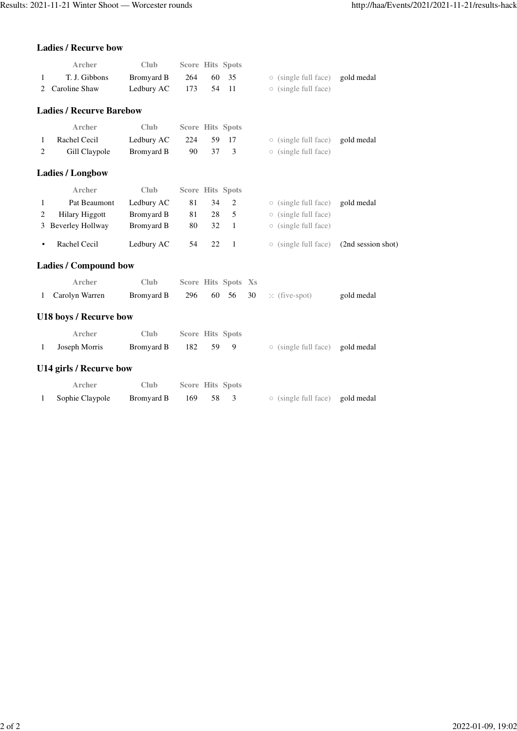### Ladies / Recurve bow

| | Archer | Club | Score | Hits | Spots | | |
|---|---|---|---|---|---|---|---|
| 1 | T. J. Gibbons | Bromyard B | 264 | 60 | 35 | ○ (single full face) | gold medal |
| 2 | Caroline Shaw | Ledbury AC | 173 | 54 | 11 | ○ (single full face) | |

### Ladies / Recurve Barebow

| | Archer | Club | Score | Hits | Spots | | |
|---|---|---|---|---|---|---|---|
| 1 | Rachel Cecil | Ledbury AC | 224 | 59 | 17 | ○ (single full face) | gold medal |
| 2 | Gill Claypole | Bromyard B | 90 | 37 | 3 | ○ (single full face) | |

### Ladies / Longbow

| | Archer | Club | Score | Hits | Spots | | |
|---|---|---|---|---|---|---|---|
| 1 | Pat Beaumont | Ledbury AC | 81 | 34 | 2 | ○ (single full face) | gold medal |
| 2 | Hilary Higgott | Bromyard B | 81 | 28 | 5 | ○ (single full face) | |
| 3 | Beverley Hollway | Bromyard B | 80 | 32 | 1 | ○ (single full face) | |
| • | Rachel Cecil | Ledbury AC | 54 | 22 | 1 | ○ (single full face) | (2nd session shot) |

### Ladies / Compound bow

| | Archer | Club | Score | Hits | Spots | Xs | | |
|---|---|---|---|---|---|---|---|---|
| 1 | Carolyn Warren | Bromyard B | 296 | 60 | 56 | 30 | ⁙ (five-spot) | gold medal |

### U18 boys / Recurve bow

| | Archer | Club | Score | Hits | Spots | | |
|---|---|---|---|---|---|---|---|
| 1 | Joseph Morris | Bromyard B | 182 | 59 | 9 | ○ (single full face) | gold medal |

### U14 girls / Recurve bow

| | Archer | Club | Score | Hits | Spots | | |
|---|---|---|---|---|---|---|---|
| 1 | Sophie Claypole | Bromyard B | 169 | 58 | 3 | ○ (single full face) | gold medal |